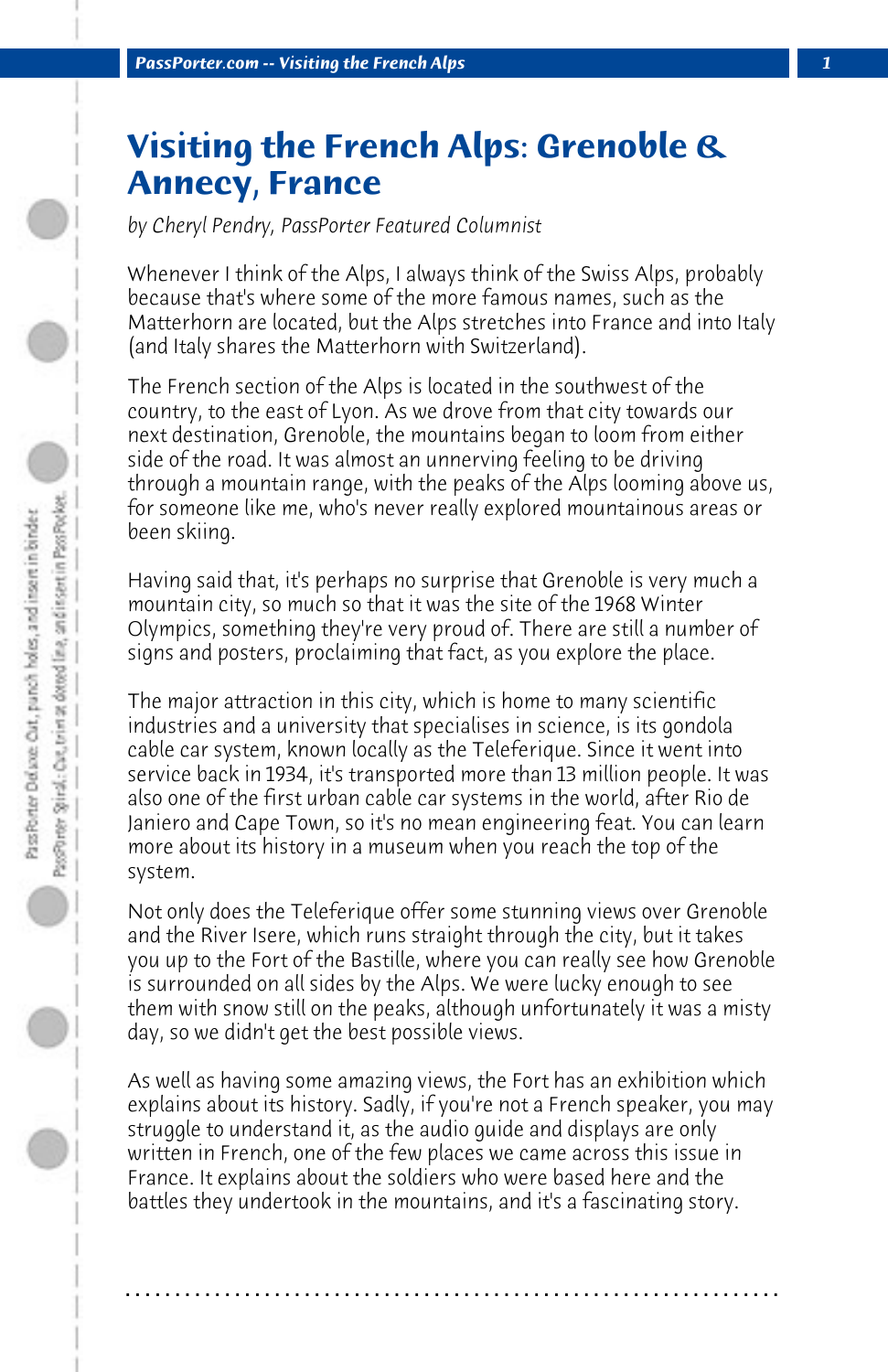# Visiting the French Alps: Grenoble & Annecy, France

*by Cheryl Pendry, PassPorter Featured Columnist*

Whenever I think of the Alps, I always think of the Swiss Alps, probably because that's where some of the more famous names, such as the Matterhorn are located, but the Alps stretches into France and into Italy (and Italy shares the Matterhorn with Switzerland).

The French section of the Alps is located in the southwest of the country, to the east of Lyon. As we drove from that city towards our next destination, Grenoble, the mountains began to loom from either side of the road. It was almost an unnerving feeling to be driving through a mountain range, with the peaks of the Alps looming above us, for someone like me, who's never really explored mountainous areas or been skiing.

Having said that, it's perhaps no surprise that Grenoble is very much a mountain city, so much so that it was the site of the 1968 Winter Olympics, something they're very proud of. There are still a number of signs and posters, proclaiming that fact, as you explore the place.

The major attraction in this city, which is home to many scientific industries and a university that specialises in science, is its gondola cable car system, known locally as the Teleferique. Since it went into service back in 1934, it's transported more than 13 million people. It was also one of the first urban cable car systems in the world, after Rio de Janiero and Cape Town, so it's no mean engineering feat. You can learn more about its history in a museum when you reach the top of the system.

Not only does the Teleferique offer some stunning views over Grenoble and the River Isere, which runs straight through the city, but it takes you up to the Fort of the Bastille, where you can really see how Grenoble is surrounded on all sides by the Alps. We were lucky enough to see them with snow still on the peaks, although unfortunately it was a misty day, so we didn't get the best possible views.

As well as having some amazing views, the Fort has an exhibition which explains about its history. Sadly, if you're not a French speaker, you may struggle to understand it, as the audio guide and displays are only written in French, one of the few places we came across this issue in France. It explains about the soldiers who were based here and the battles they undertook in the mountains, and it's a fascinating story.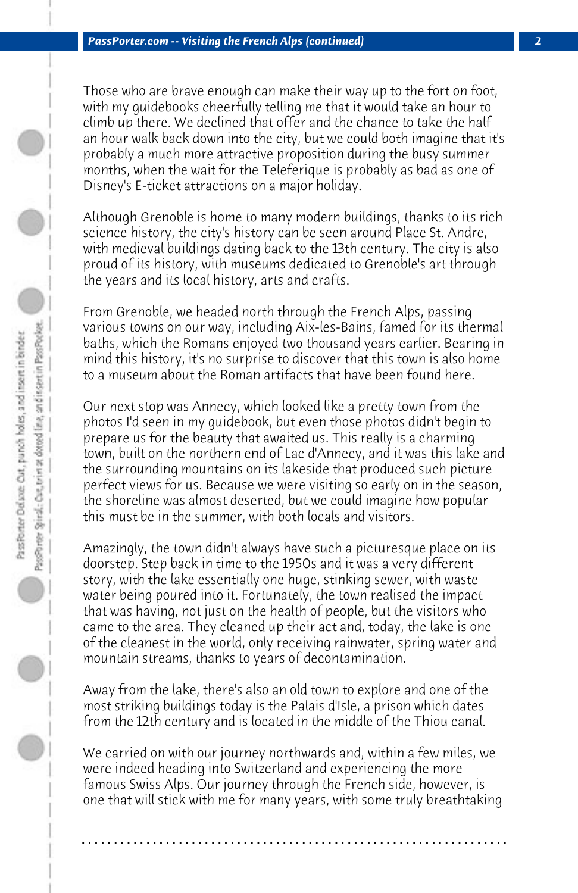Those who are brave enough can make their way up to the fort on foot, with my guidebooks cheerfully telling me that it would take an hour to climb up there. We declined that offer and the chance to take the half an hour walk back down into the city, but we could both imagine that it's probably a much more attractive proposition during the busy summer months, when the wait for the Teleferique is probably as bad as one of Disney's E-ticket attractions on a major holiday.

Although Grenoble is home to many modern buildings, thanks to its rich science history, the city's history can be seen around Place St. Andre, with medieval buildings dating back to the 13th century. The city is also proud of its history, with museums dedicated to Grenoble's art through the years and its local history, arts and crafts.

From Grenoble, we headed north through the French Alps, passing various towns on our way, including Aix-les-Bains, famed for its thermal baths, which the Romans enjoyed two thousand years earlier. Bearing in mind this history, it's no surprise to discover that this town is also home to a museum about the Roman artifacts that have been found here.

Our next stop was Annecy, which looked like a pretty town from the photos I'd seen in my guidebook, but even those photos didn't begin to prepare us for the beauty that awaited us. This really is a charming town, built on the northern end of Lac d'Annecy, and it was this lake and the surrounding mountains on its lakeside that produced such picture perfect views for us. Because we were visiting so early on in the season, the shoreline was almost deserted, but we could imagine how popular this must be in the summer, with both locals and visitors.

Amazingly, the town didn't always have such a picturesque place on its doorstep. Step back in time to the 1950s and it was a very different story, with the lake essentially one huge, stinking sewer, with waste water being poured into it. Fortunately, the town realised the impact that was having, not just on the health of people, but the visitors who came to the area. They cleaned up their act and, today, the lake is one of the cleanest in the world, only receiving rainwater, spring water and mountain streams, thanks to years of decontamination.

Away from the lake, there's also an old town to explore and one of the most striking buildings today is the Palais d'Isle, a prison which dates from the 12th century and is located in the middle of the Thiou canal.

We carried on with our journey northwards and, within a few miles, we were indeed heading into Switzerland and experiencing the more famous Swiss Alps. Our journey through the French side, however, is one that will stick with me for many years, with some truly breathtaking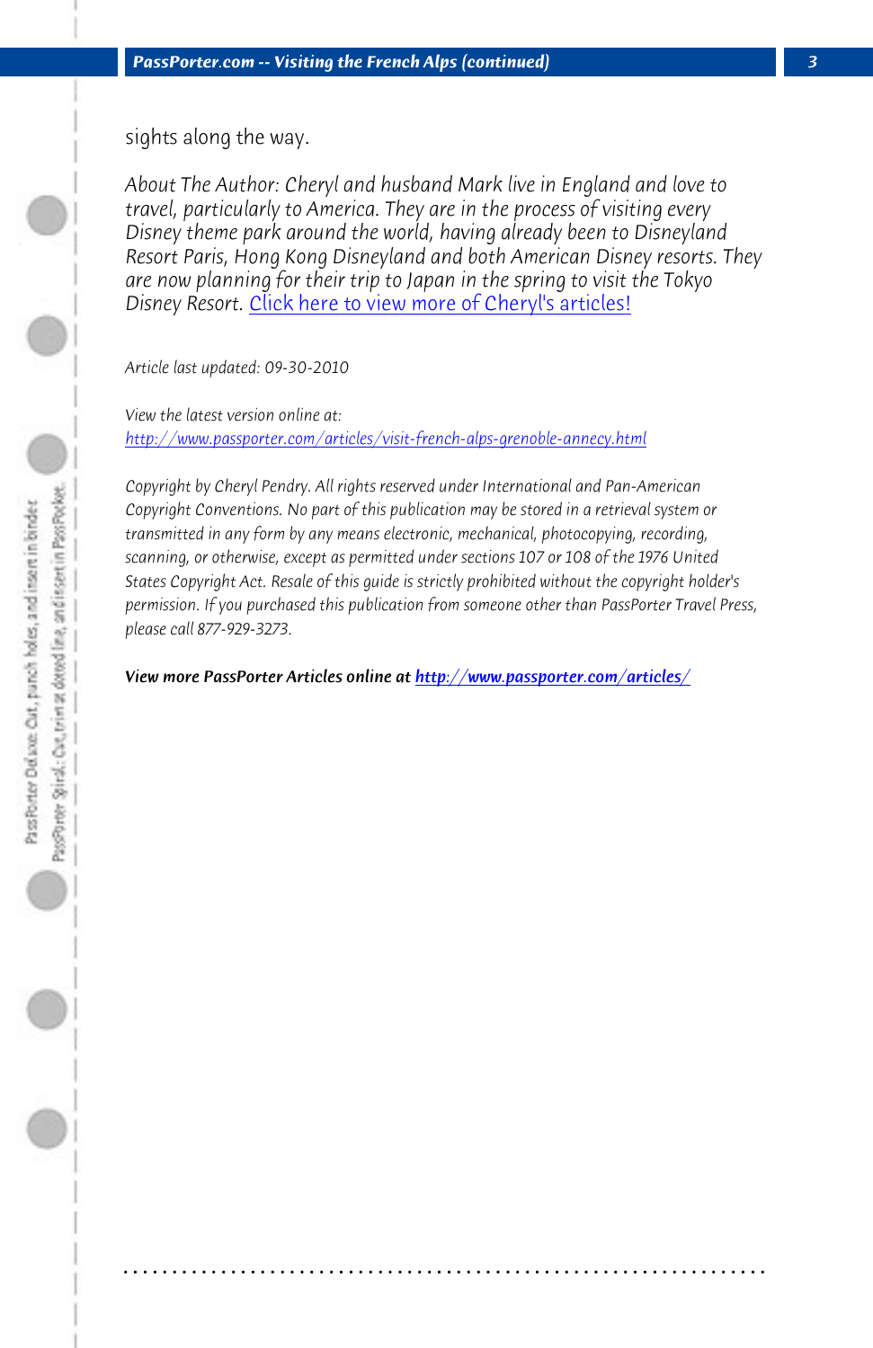sights along the way.

*About The Author: Cheryl and husband Mark live in England and love to travel, particularly to America. They are in the process of visiting every Disney theme park around the world, having already been to Disneyland Resort Paris, Hong Kong Disneyland and both American Disney resorts. They are now planning for their trip to Japan in the spring to visit the Tokyo Disney Resort.* Click here to view more of Cheryl's articles!

*Article last updated: 09-30-2010*

*View the latest version online at:*
*http://www.passporter.com/articles/visit-french-alps-grenoble-annecy.html*

*Copyright by Cheryl Pendry. All rights reserved under International and Pan-American Copyright Conventions. No part of this publication may be stored in a retrieval system or transmitted in any form by any means electronic, mechanical, photocopying, recording, scanning, or otherwise, except as permitted under sections 107 or 108 of the 1976 United States Copyright Act. Resale of this guide is strictly prohibited without the copyright holder's permission. If you purchased this publication from someone other than PassPorter Travel Press, please call 877-929-3273.*

***View more PassPorter Articles online at http://www.passporter.com/articles/***